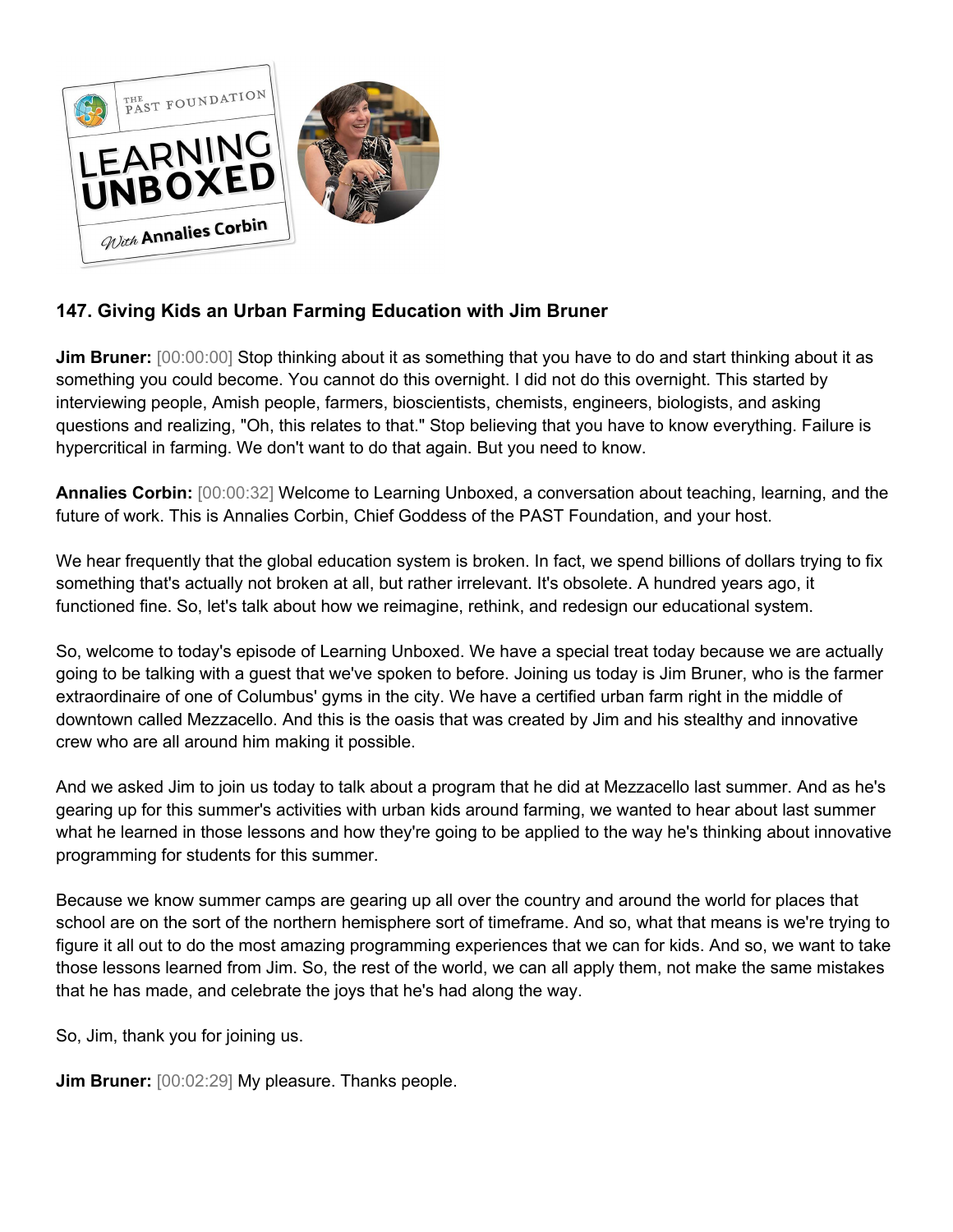### 147. Giving Kids an Urban Farming Education with Jim Bruner

**Jim Bruner:** [00:00:00] Stop thinking about it as something that you have to do and start thinking about it as something you could become. You cannot do this overnight. I did not do this overnight. This started by interviewing people, Amish people, farmers, bioscientists, chemists, engineers, biologists, and asking questions and realizing, "Oh, this relates to that." Stop believing that you have to know everything. Failure is hypercritical in farming. We don't want to do that again. But you need to know.

**Annalies Corbin:** [00:00:32] Welcome to Learning Unboxed, a conversation about teaching, learning, and the future of work. This is Annalies Corbin, Chief Goddess of the PAST Foundation, and your host.

We hear frequently that the global education system is broken. In fact, we spend billions of dollars trying to fix something that's actually not broken at all, but rather irrelevant. It's obsolete. A hundred years ago, it functioned fine. So, let's talk about how we reimagine, rethink, and redesign our educational system.

So, welcome to today's episode of Learning Unboxed. We have a special treat today because we are actually going to be talking with a guest that we've spoken to before. Joining us today is Jim Bruner, who is the farmer extraordinaire of one of Columbus' gyms in the city. We have a certified urban farm right in the middle of downtown called Mezzacello. And this is the oasis that was created by Jim and his stealthy and innovative crew who are all around him making it possible.

And we asked Jim to join us today to talk about a program that he did at Mezzacello last summer. And as he's gearing up for this summer's activities with urban kids around farming, we wanted to hear about last summer what he learned in those lessons and how they're going to be applied to the way he's thinking about innovative programming for students for this summer.

Because we know summer camps are gearing up all over the country and around the world for places that school are on the sort of the northern hemisphere sort of timeframe. And so, what that means is we're trying to figure it all out to do the most amazing programming experiences that we can for kids. And so, we want to take those lessons learned from Jim. So, the rest of the world, we can all apply them, not make the same mistakes that he has made, and celebrate the joys that he's had along the way.

So, Jim, thank you for joining us.

**Jim Bruner:** [00:02:29] My pleasure. Thanks people.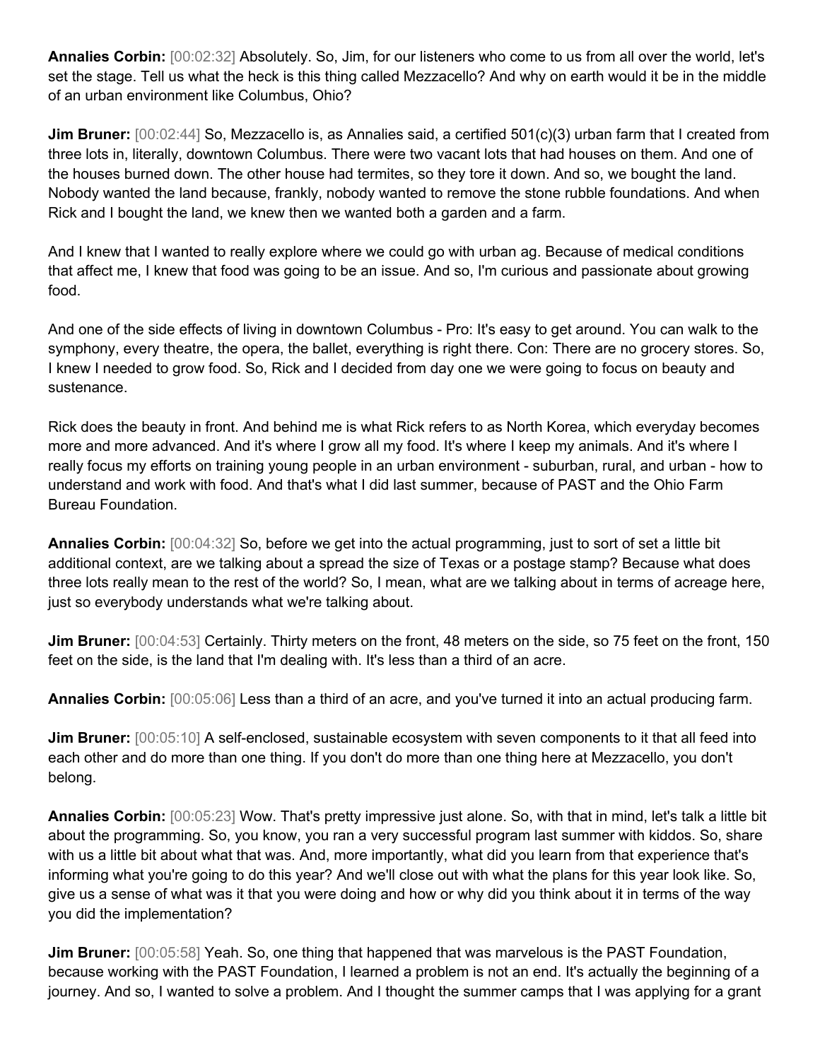**Annalies Corbin:** [00:02:32] Absolutely. So, Jim, for our listeners who come to us from all over the world, let's set the stage. Tell us what the heck is this thing called Mezzacello? And why on earth would it be in the middle of an urban environment like Columbus, Ohio?

**Jim Bruner:** [00:02:44] So, Mezzacello is, as Annalies said, a certified 501(c)(3) urban farm that I created from three lots in, literally, downtown Columbus. There were two vacant lots that had houses on them. And one of the houses burned down. The other house had termites, so they tore it down. And so, we bought the land. Nobody wanted the land because, frankly, nobody wanted to remove the stone rubble foundations. And when Rick and I bought the land, we knew then we wanted both a garden and a farm.

And I knew that I wanted to really explore where we could go with urban ag. Because of medical conditions that affect me, I knew that food was going to be an issue. And so, I'm curious and passionate about growing food.

And one of the side effects of living in downtown Columbus - Pro: It's easy to get around. You can walk to the symphony, every theatre, the opera, the ballet, everything is right there. Con: There are no grocery stores. So, I knew I needed to grow food. So, Rick and I decided from day one we were going to focus on beauty and sustenance.

Rick does the beauty in front. And behind me is what Rick refers to as North Korea, which everyday becomes more and more advanced. And it's where I grow all my food. It's where I keep my animals. And it's where I really focus my efforts on training young people in an urban environment - suburban, rural, and urban - how to understand and work with food. And that's what I did last summer, because of PAST and the Ohio Farm Bureau Foundation.

**Annalies Corbin:** [00:04:32] So, before we get into the actual programming, just to sort of set a little bit additional context, are we talking about a spread the size of Texas or a postage stamp? Because what does three lots really mean to the rest of the world? So, I mean, what are we talking about in terms of acreage here, just so everybody understands what we're talking about.

**Jim Bruner:** [00:04:53] Certainly. Thirty meters on the front, 48 meters on the side, so 75 feet on the front, 150 feet on the side, is the land that I'm dealing with. It's less than a third of an acre.

**Annalies Corbin:** [00:05:06] Less than a third of an acre, and you've turned it into an actual producing farm.

**Jim Bruner:** [00:05:10] A self-enclosed, sustainable ecosystem with seven components to it that all feed into each other and do more than one thing. If you don't do more than one thing here at Mezzacello, you don't belong.

**Annalies Corbin:** [00:05:23] Wow. That's pretty impressive just alone. So, with that in mind, let's talk a little bit about the programming. So, you know, you ran a very successful program last summer with kiddos. So, share with us a little bit about what that was. And, more importantly, what did you learn from that experience that's informing what you're going to do this year? And we'll close out with what the plans for this year look like. So, give us a sense of what was it that you were doing and how or why did you think about it in terms of the way you did the implementation?

**Jim Bruner:** [00:05:58] Yeah. So, one thing that happened that was marvelous is the PAST Foundation, because working with the PAST Foundation, I learned a problem is not an end. It's actually the beginning of a journey. And so, I wanted to solve a problem. And I thought the summer camps that I was applying for a grant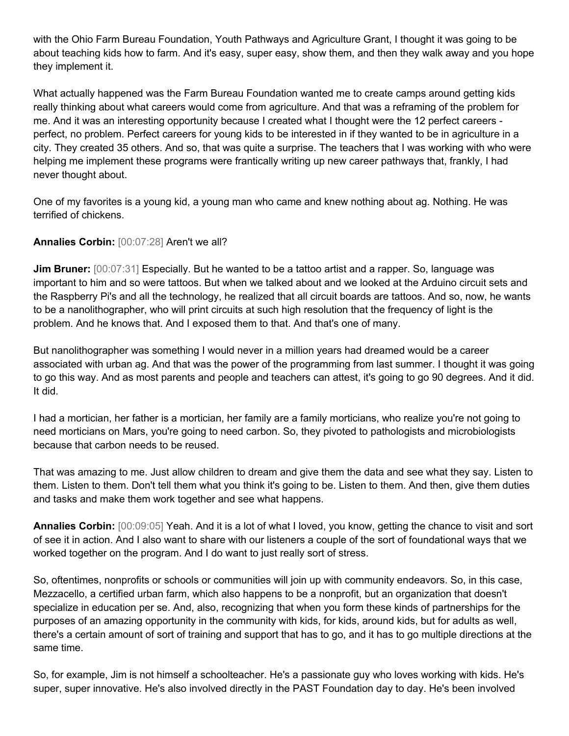with the Ohio Farm Bureau Foundation, Youth Pathways and Agriculture Grant, I thought it was going to be about teaching kids how to farm. And it's easy, super easy, show them, and then they walk away and you hope they implement it.

What actually happened was the Farm Bureau Foundation wanted me to create camps around getting kids really thinking about what careers would come from agriculture. And that was a reframing of the problem for me. And it was an interesting opportunity because I created what I thought were the 12 perfect careers - perfect, no problem. Perfect careers for young kids to be interested in if they wanted to be in agriculture in a city. They created 35 others. And so, that was quite a surprise. The teachers that I was working with who were helping me implement these programs were frantically writing up new career pathways that, frankly, I had never thought about.

One of my favorites is a young kid, a young man who came and knew nothing about ag. Nothing. He was terrified of chickens.

**Annalies Corbin:** [00:07:28] Aren't we all?

**Jim Bruner:** [00:07:31] Especially. But he wanted to be a tattoo artist and a rapper. So, language was important to him and so were tattoos. But when we talked about and we looked at the Arduino circuit sets and the Raspberry Pi's and all the technology, he realized that all circuit boards are tattoos. And so, now, he wants to be a nanolithographer, who will print circuits at such high resolution that the frequency of light is the problem. And he knows that. And I exposed them to that. And that's one of many.

But nanolithographer was something I would never in a million years had dreamed would be a career associated with urban ag. And that was the power of the programming from last summer. I thought it was going to go this way. And as most parents and people and teachers can attest, it's going to go 90 degrees. And it did. It did.

I had a mortician, her father is a mortician, her family are a family morticians, who realize you're not going to need morticians on Mars, you're going to need carbon. So, they pivoted to pathologists and microbiologists because that carbon needs to be reused.

That was amazing to me. Just allow children to dream and give them the data and see what they say. Listen to them. Listen to them. Don't tell them what you think it's going to be. Listen to them. And then, give them duties and tasks and make them work together and see what happens.

**Annalies Corbin:** [00:09:05] Yeah. And it is a lot of what I loved, you know, getting the chance to visit and sort of see it in action. And I also want to share with our listeners a couple of the sort of foundational ways that we worked together on the program. And I do want to just really sort of stress.

So, oftentimes, nonprofits or schools or communities will join up with community endeavors. So, in this case, Mezzacello, a certified urban farm, which also happens to be a nonprofit, but an organization that doesn't specialize in education per se. And, also, recognizing that when you form these kinds of partnerships for the purposes of an amazing opportunity in the community with kids, for kids, around kids, but for adults as well, there's a certain amount of sort of training and support that has to go, and it has to go multiple directions at the same time.

So, for example, Jim is not himself a schoolteacher. He's a passionate guy who loves working with kids. He's super, super innovative. He's also involved directly in the PAST Foundation day to day. He's been involved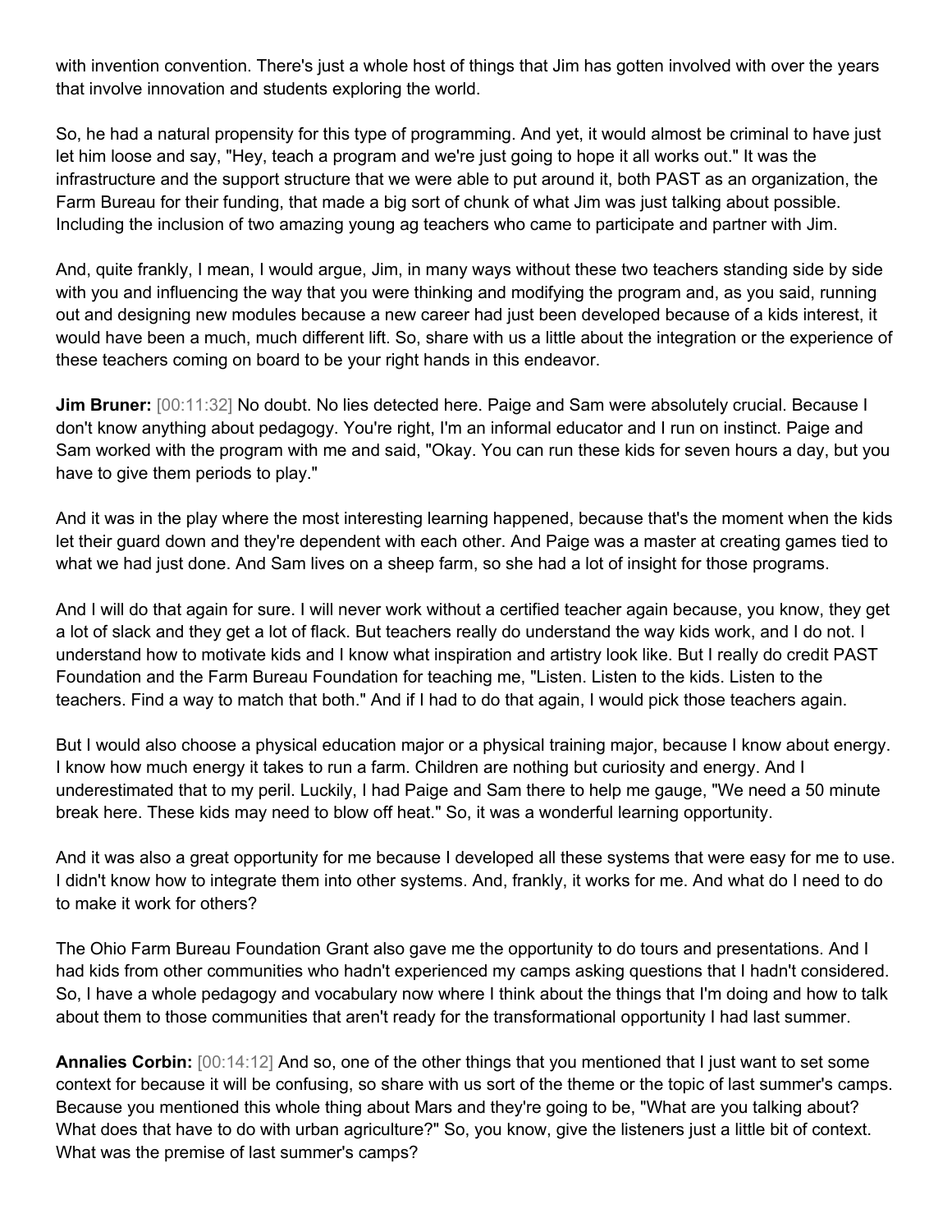with invention convention. There's just a whole host of things that Jim has gotten involved with over the years that involve innovation and students exploring the world.

So, he had a natural propensity for this type of programming. And yet, it would almost be criminal to have just let him loose and say, "Hey, teach a program and we're just going to hope it all works out." It was the infrastructure and the support structure that we were able to put around it, both PAST as an organization, the Farm Bureau for their funding, that made a big sort of chunk of what Jim was just talking about possible. Including the inclusion of two amazing young ag teachers who came to participate and partner with Jim.

And, quite frankly, I mean, I would argue, Jim, in many ways without these two teachers standing side by side with you and influencing the way that you were thinking and modifying the program and, as you said, running out and designing new modules because a new career had just been developed because of a kids interest, it would have been a much, much different lift. So, share with us a little about the integration or the experience of these teachers coming on board to be your right hands in this endeavor.

**Jim Bruner:** [00:11:32] No doubt. No lies detected here. Paige and Sam were absolutely crucial. Because I don't know anything about pedagogy. You're right, I'm an informal educator and I run on instinct. Paige and Sam worked with the program with me and said, "Okay. You can run these kids for seven hours a day, but you have to give them periods to play."

And it was in the play where the most interesting learning happened, because that's the moment when the kids let their guard down and they're dependent with each other. And Paige was a master at creating games tied to what we had just done. And Sam lives on a sheep farm, so she had a lot of insight for those programs.

And I will do that again for sure. I will never work without a certified teacher again because, you know, they get a lot of slack and they get a lot of flack. But teachers really do understand the way kids work, and I do not. I understand how to motivate kids and I know what inspiration and artistry look like. But I really do credit PAST Foundation and the Farm Bureau Foundation for teaching me, "Listen. Listen to the kids. Listen to the teachers. Find a way to match that both." And if I had to do that again, I would pick those teachers again.

But I would also choose a physical education major or a physical training major, because I know about energy. I know how much energy it takes to run a farm. Children are nothing but curiosity and energy. And I underestimated that to my peril. Luckily, I had Paige and Sam there to help me gauge, "We need a 50 minute break here. These kids may need to blow off heat." So, it was a wonderful learning opportunity.

And it was also a great opportunity for me because I developed all these systems that were easy for me to use. I didn't know how to integrate them into other systems. And, frankly, it works for me. And what do I need to do to make it work for others?

The Ohio Farm Bureau Foundation Grant also gave me the opportunity to do tours and presentations. And I had kids from other communities who hadn't experienced my camps asking questions that I hadn't considered. So, I have a whole pedagogy and vocabulary now where I think about the things that I'm doing and how to talk about them to those communities that aren't ready for the transformational opportunity I had last summer.

**Annalies Corbin:** [00:14:12] And so, one of the other things that you mentioned that I just want to set some context for because it will be confusing, so share with us sort of the theme or the topic of last summer's camps. Because you mentioned this whole thing about Mars and they're going to be, "What are you talking about? What does that have to do with urban agriculture?" So, you know, give the listeners just a little bit of context. What was the premise of last summer's camps?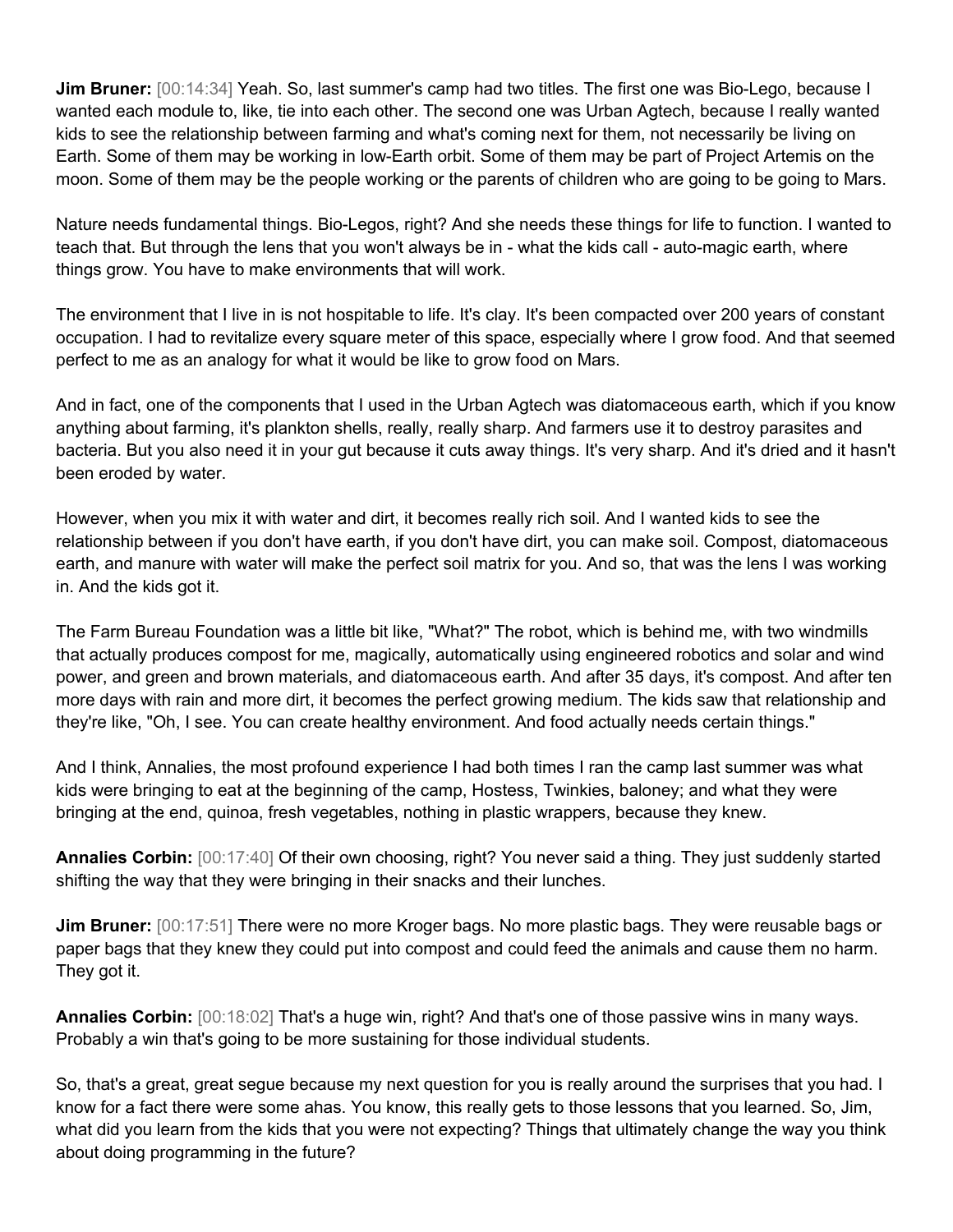**Jim Bruner:** [00:14:34] Yeah. So, last summer's camp had two titles. The first one was Bio-Lego, because I wanted each module to, like, tie into each other. The second one was Urban Agtech, because I really wanted kids to see the relationship between farming and what's coming next for them, not necessarily be living on Earth. Some of them may be working in low-Earth orbit. Some of them may be part of Project Artemis on the moon. Some of them may be the people working or the parents of children who are going to be going to Mars.

Nature needs fundamental things. Bio-Legos, right? And she needs these things for life to function. I wanted to teach that. But through the lens that you won't always be in - what the kids call - auto-magic earth, where things grow. You have to make environments that will work.

The environment that I live in is not hospitable to life. It's clay. It's been compacted over 200 years of constant occupation. I had to revitalize every square meter of this space, especially where I grow food. And that seemed perfect to me as an analogy for what it would be like to grow food on Mars.

And in fact, one of the components that I used in the Urban Agtech was diatomaceous earth, which if you know anything about farming, it's plankton shells, really, really sharp. And farmers use it to destroy parasites and bacteria. But you also need it in your gut because it cuts away things. It's very sharp. And it's dried and it hasn't been eroded by water.

However, when you mix it with water and dirt, it becomes really rich soil. And I wanted kids to see the relationship between if you don't have earth, if you don't have dirt, you can make soil. Compost, diatomaceous earth, and manure with water will make the perfect soil matrix for you. And so, that was the lens I was working in. And the kids got it.

The Farm Bureau Foundation was a little bit like, "What?" The robot, which is behind me, with two windmills that actually produces compost for me, magically, automatically using engineered robotics and solar and wind power, and green and brown materials, and diatomaceous earth. And after 35 days, it's compost. And after ten more days with rain and more dirt, it becomes the perfect growing medium. The kids saw that relationship and they're like, "Oh, I see. You can create healthy environment. And food actually needs certain things."

And I think, Annalies, the most profound experience I had both times I ran the camp last summer was what kids were bringing to eat at the beginning of the camp, Hostess, Twinkies, baloney; and what they were bringing at the end, quinoa, fresh vegetables, nothing in plastic wrappers, because they knew.

**Annalies Corbin:** [00:17:40] Of their own choosing, right? You never said a thing. They just suddenly started shifting the way that they were bringing in their snacks and their lunches.

**Jim Bruner:** [00:17:51] There were no more Kroger bags. No more plastic bags. They were reusable bags or paper bags that they knew they could put into compost and could feed the animals and cause them no harm. They got it.

**Annalies Corbin:** [00:18:02] That's a huge win, right? And that's one of those passive wins in many ways. Probably a win that's going to be more sustaining for those individual students.

So, that's a great, great segue because my next question for you is really around the surprises that you had. I know for a fact there were some ahas. You know, this really gets to those lessons that you learned. So, Jim, what did you learn from the kids that you were not expecting? Things that ultimately change the way you think about doing programming in the future?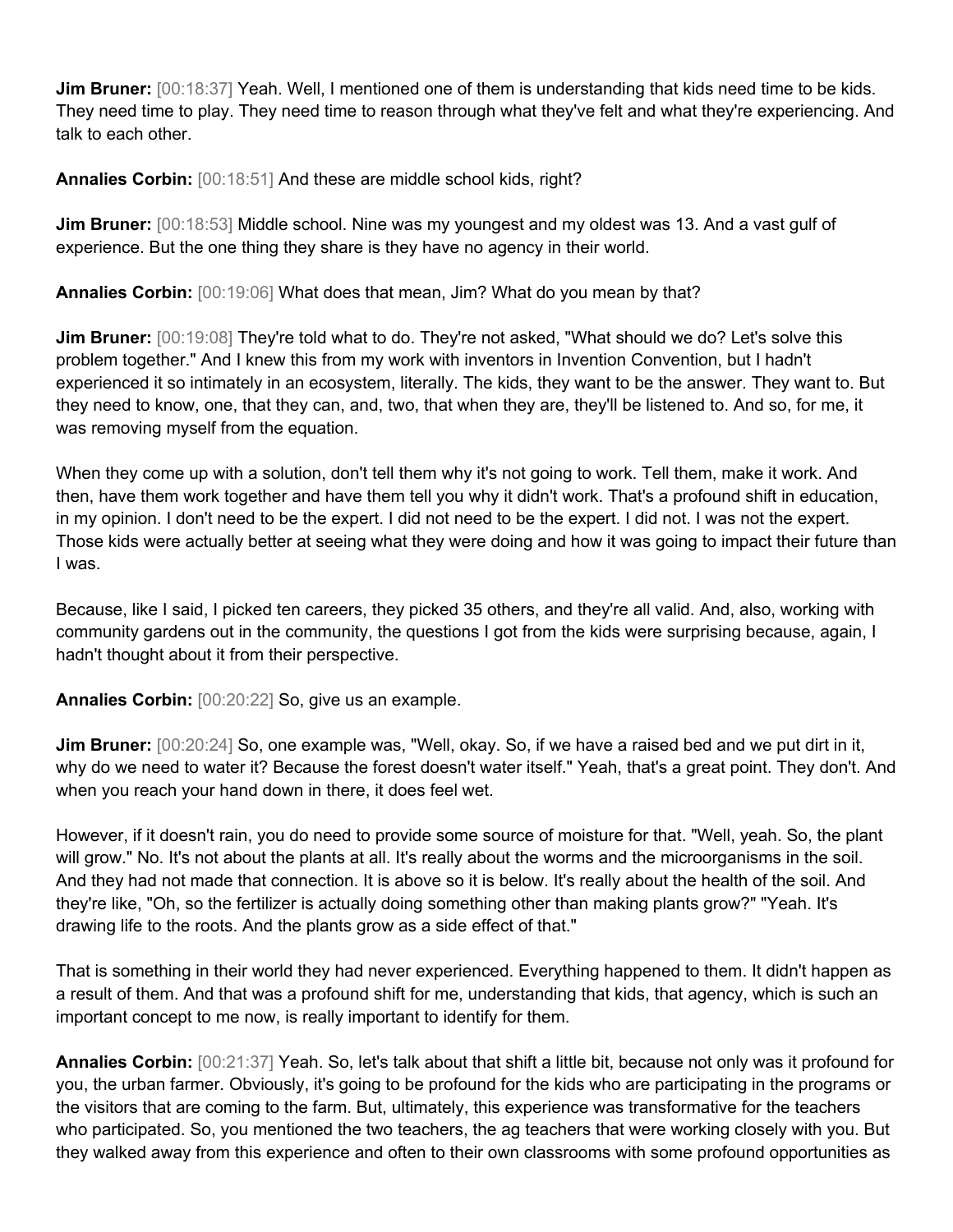**Jim Bruner:** [00:18:37] Yeah. Well, I mentioned one of them is understanding that kids need time to be kids. They need time to play. They need time to reason through what they've felt and what they're experiencing. And talk to each other.

**Annalies Corbin:** [00:18:51] And these are middle school kids, right?

**Jim Bruner:** [00:18:53] Middle school. Nine was my youngest and my oldest was 13. And a vast gulf of experience. But the one thing they share is they have no agency in their world.

**Annalies Corbin:** [00:19:06] What does that mean, Jim? What do you mean by that?

**Jim Bruner:** [00:19:08] They're told what to do. They're not asked, "What should we do? Let's solve this problem together." And I knew this from my work with inventors in Invention Convention, but I hadn't experienced it so intimately in an ecosystem, literally. The kids, they want to be the answer. They want to. But they need to know, one, that they can, and, two, that when they are, they'll be listened to. And so, for me, it was removing myself from the equation.

When they come up with a solution, don't tell them why it's not going to work. Tell them, make it work. And then, have them work together and have them tell you why it didn't work. That's a profound shift in education, in my opinion. I don't need to be the expert. I did not need to be the expert. I did not. I was not the expert. Those kids were actually better at seeing what they were doing and how it was going to impact their future than I was.

Because, like I said, I picked ten careers, they picked 35 others, and they're all valid. And, also, working with community gardens out in the community, the questions I got from the kids were surprising because, again, I hadn't thought about it from their perspective.

**Annalies Corbin:** [00:20:22] So, give us an example.

**Jim Bruner:** [00:20:24] So, one example was, "Well, okay. So, if we have a raised bed and we put dirt in it, why do we need to water it? Because the forest doesn't water itself." Yeah, that's a great point. They don't. And when you reach your hand down in there, it does feel wet.

However, if it doesn't rain, you do need to provide some source of moisture for that. "Well, yeah. So, the plant will grow." No. It's not about the plants at all. It's really about the worms and the microorganisms in the soil. And they had not made that connection. It is above so it is below. It's really about the health of the soil. And they're like, "Oh, so the fertilizer is actually doing something other than making plants grow?" "Yeah. It's drawing life to the roots. And the plants grow as a side effect of that."

That is something in their world they had never experienced. Everything happened to them. It didn't happen as a result of them. And that was a profound shift for me, understanding that kids, that agency, which is such an important concept to me now, is really important to identify for them.

**Annalies Corbin:** [00:21:37] Yeah. So, let's talk about that shift a little bit, because not only was it profound for you, the urban farmer. Obviously, it's going to be profound for the kids who are participating in the programs or the visitors that are coming to the farm. But, ultimately, this experience was transformative for the teachers who participated. So, you mentioned the two teachers, the ag teachers that were working closely with you. But they walked away from this experience and often to their own classrooms with some profound opportunities as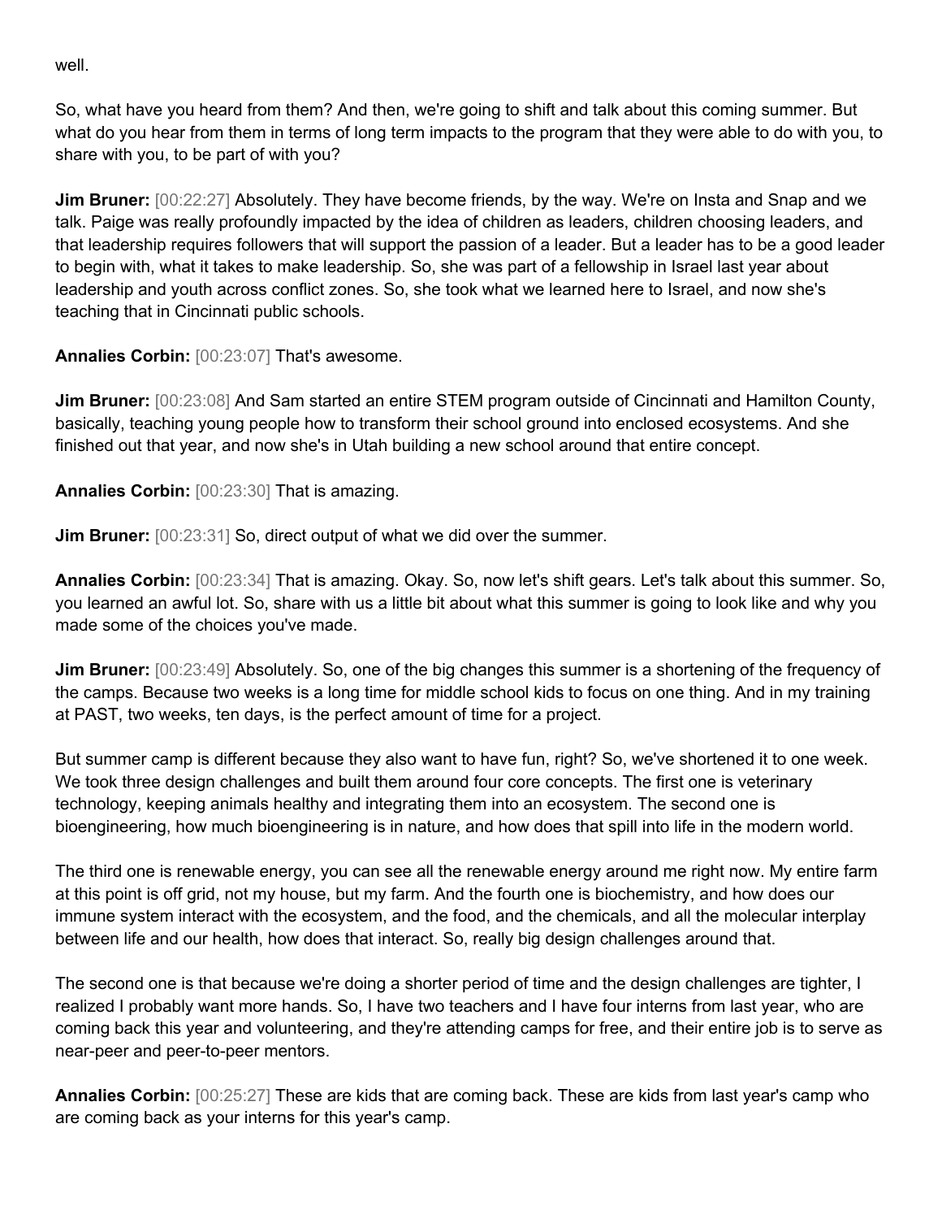well.

So, what have you heard from them? And then, we're going to shift and talk about this coming summer. But what do you hear from them in terms of long term impacts to the program that they were able to do with you, to share with you, to be part of with you?

**Jim Bruner:** [00:22:27] Absolutely. They have become friends, by the way. We're on Insta and Snap and we talk. Paige was really profoundly impacted by the idea of children as leaders, children choosing leaders, and that leadership requires followers that will support the passion of a leader. But a leader has to be a good leader to begin with, what it takes to make leadership. So, she was part of a fellowship in Israel last year about leadership and youth across conflict zones. So, she took what we learned here to Israel, and now she's teaching that in Cincinnati public schools.

**Annalies Corbin:** [00:23:07] That's awesome.

**Jim Bruner:** [00:23:08] And Sam started an entire STEM program outside of Cincinnati and Hamilton County, basically, teaching young people how to transform their school ground into enclosed ecosystems. And she finished out that year, and now she's in Utah building a new school around that entire concept.

**Annalies Corbin:** [00:23:30] That is amazing.

**Jim Bruner:** [00:23:31] So, direct output of what we did over the summer.

**Annalies Corbin:** [00:23:34] That is amazing. Okay. So, now let's shift gears. Let's talk about this summer. So, you learned an awful lot. So, share with us a little bit about what this summer is going to look like and why you made some of the choices you've made.

**Jim Bruner:** [00:23:49] Absolutely. So, one of the big changes this summer is a shortening of the frequency of the camps. Because two weeks is a long time for middle school kids to focus on one thing. And in my training at PAST, two weeks, ten days, is the perfect amount of time for a project.

But summer camp is different because they also want to have fun, right? So, we've shortened it to one week. We took three design challenges and built them around four core concepts. The first one is veterinary technology, keeping animals healthy and integrating them into an ecosystem. The second one is bioengineering, how much bioengineering is in nature, and how does that spill into life in the modern world.

The third one is renewable energy, you can see all the renewable energy around me right now. My entire farm at this point is off grid, not my house, but my farm. And the fourth one is biochemistry, and how does our immune system interact with the ecosystem, and the food, and the chemicals, and all the molecular interplay between life and our health, how does that interact. So, really big design challenges around that.

The second one is that because we're doing a shorter period of time and the design challenges are tighter, I realized I probably want more hands. So, I have two teachers and I have four interns from last year, who are coming back this year and volunteering, and they're attending camps for free, and their entire job is to serve as near-peer and peer-to-peer mentors.

**Annalies Corbin:** [00:25:27] These are kids that are coming back. These are kids from last year's camp who are coming back as your interns for this year's camp.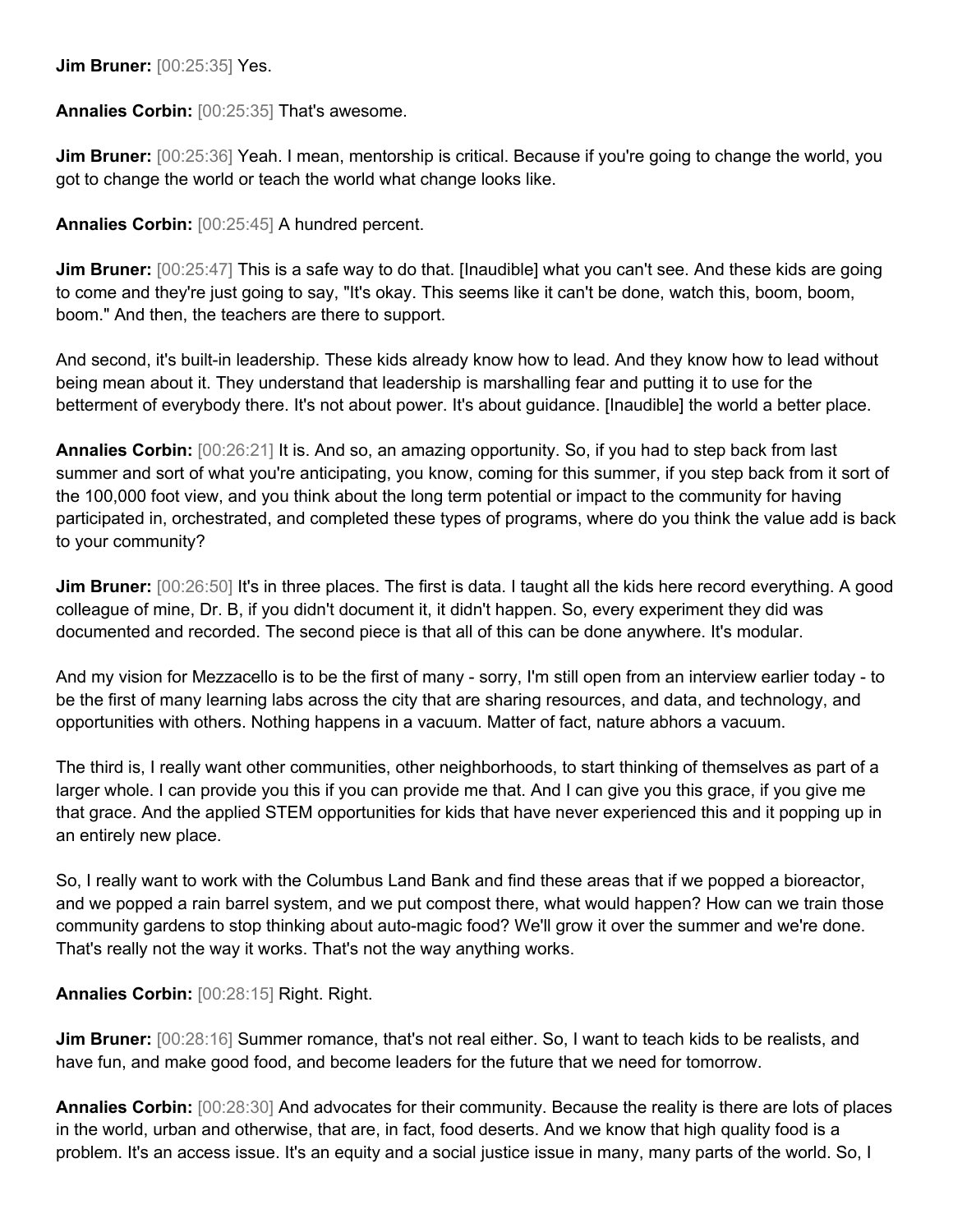**Jim Bruner:** [00:25:35] Yes.

**Annalies Corbin:** [00:25:35] That's awesome.

**Jim Bruner:** [00:25:36] Yeah. I mean, mentorship is critical. Because if you're going to change the world, you got to change the world or teach the world what change looks like.

**Annalies Corbin:** [00:25:45] A hundred percent.

**Jim Bruner:** [00:25:47] This is a safe way to do that. [Inaudible] what you can't see. And these kids are going to come and they're just going to say, "It's okay. This seems like it can't be done, watch this, boom, boom, boom." And then, the teachers are there to support.

And second, it's built-in leadership. These kids already know how to lead. And they know how to lead without being mean about it. They understand that leadership is marshalling fear and putting it to use for the betterment of everybody there. It's not about power. It's about guidance. [Inaudible] the world a better place.

**Annalies Corbin:** [00:26:21] It is. And so, an amazing opportunity. So, if you had to step back from last summer and sort of what you're anticipating, you know, coming for this summer, if you step back from it sort of the 100,000 foot view, and you think about the long term potential or impact to the community for having participated in, orchestrated, and completed these types of programs, where do you think the value add is back to your community?

**Jim Bruner:** [00:26:50] It's in three places. The first is data. I taught all the kids here record everything. A good colleague of mine, Dr. B, if you didn't document it, it didn't happen. So, every experiment they did was documented and recorded. The second piece is that all of this can be done anywhere. It's modular.

And my vision for Mezzacello is to be the first of many - sorry, I'm still open from an interview earlier today - to be the first of many learning labs across the city that are sharing resources, and data, and technology, and opportunities with others. Nothing happens in a vacuum. Matter of fact, nature abhors a vacuum.

The third is, I really want other communities, other neighborhoods, to start thinking of themselves as part of a larger whole. I can provide you this if you can provide me that. And I can give you this grace, if you give me that grace. And the applied STEM opportunities for kids that have never experienced this and it popping up in an entirely new place.

So, I really want to work with the Columbus Land Bank and find these areas that if we popped a bioreactor, and we popped a rain barrel system, and we put compost there, what would happen? How can we train those community gardens to stop thinking about auto-magic food? We'll grow it over the summer and we're done. That's really not the way it works. That's not the way anything works.

**Annalies Corbin:** [00:28:15] Right. Right.

**Jim Bruner:** [00:28:16] Summer romance, that's not real either. So, I want to teach kids to be realists, and have fun, and make good food, and become leaders for the future that we need for tomorrow.

**Annalies Corbin:** [00:28:30] And advocates for their community. Because the reality is there are lots of places in the world, urban and otherwise, that are, in fact, food deserts. And we know that high quality food is a problem. It's an access issue. It's an equity and a social justice issue in many, many parts of the world. So, I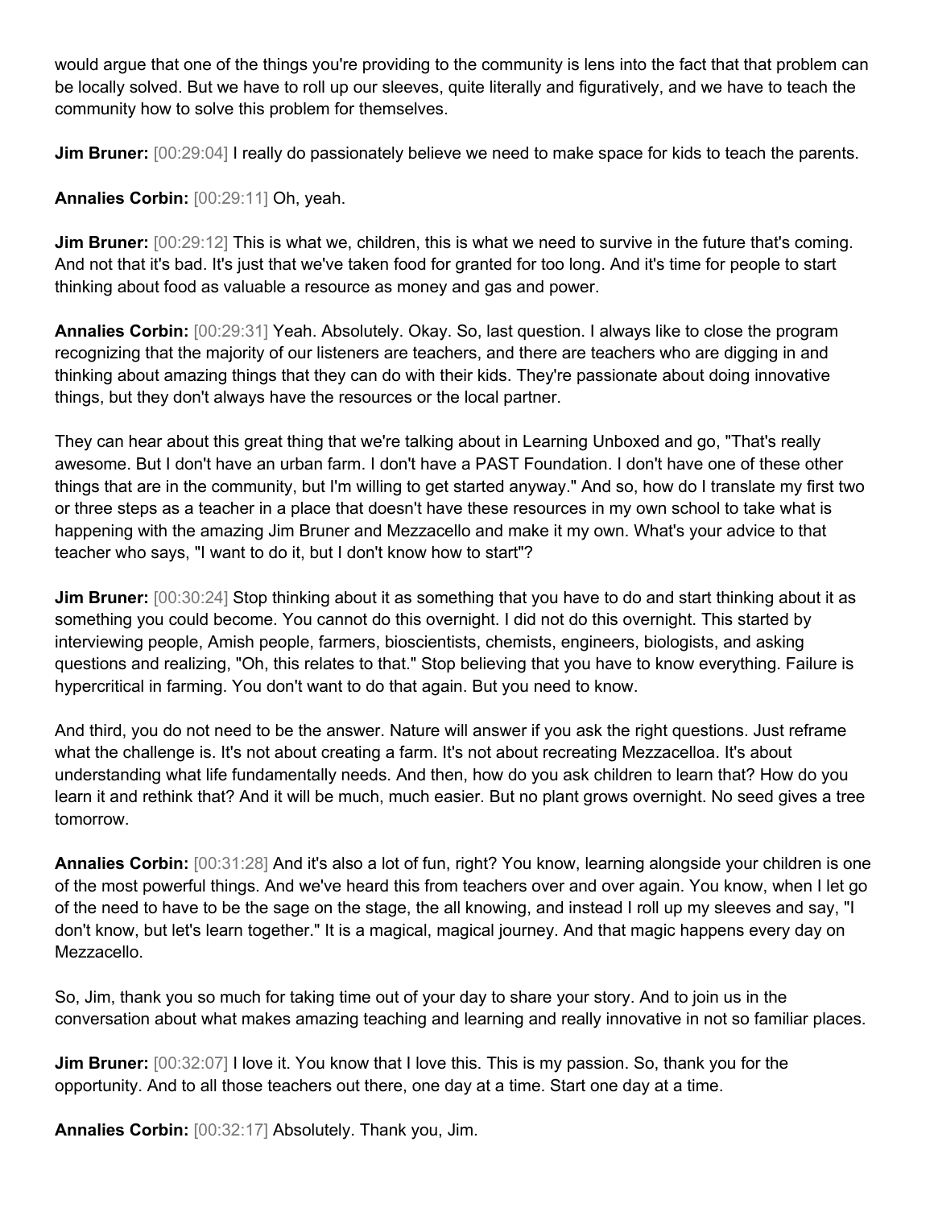would argue that one of the things you're providing to the community is lens into the fact that that problem can be locally solved. But we have to roll up our sleeves, quite literally and figuratively, and we have to teach the community how to solve this problem for themselves.

**Jim Bruner:** [00:29:04] I really do passionately believe we need to make space for kids to teach the parents.

**Annalies Corbin:** [00:29:11] Oh, yeah.

**Jim Bruner:** [00:29:12] This is what we, children, this is what we need to survive in the future that's coming. And not that it's bad. It's just that we've taken food for granted for too long. And it's time for people to start thinking about food as valuable a resource as money and gas and power.

**Annalies Corbin:** [00:29:31] Yeah. Absolutely. Okay. So, last question. I always like to close the program recognizing that the majority of our listeners are teachers, and there are teachers who are digging in and thinking about amazing things that they can do with their kids. They're passionate about doing innovative things, but they don't always have the resources or the local partner.

They can hear about this great thing that we're talking about in Learning Unboxed and go, "That's really awesome. But I don't have an urban farm. I don't have a PAST Foundation. I don't have one of these other things that are in the community, but I'm willing to get started anyway." And so, how do I translate my first two or three steps as a teacher in a place that doesn't have these resources in my own school to take what is happening with the amazing Jim Bruner and Mezzacello and make it my own. What's your advice to that teacher who says, "I want to do it, but I don't know how to start"?

**Jim Bruner:** [00:30:24] Stop thinking about it as something that you have to do and start thinking about it as something you could become. You cannot do this overnight. I did not do this overnight. This started by interviewing people, Amish people, farmers, bioscientists, chemists, engineers, biologists, and asking questions and realizing, "Oh, this relates to that." Stop believing that you have to know everything. Failure is hypercritical in farming. You don't want to do that again. But you need to know.

And third, you do not need to be the answer. Nature will answer if you ask the right questions. Just reframe what the challenge is. It's not about creating a farm. It's not about recreating Mezzacelloa. It's about understanding what life fundamentally needs. And then, how do you ask children to learn that? How do you learn it and rethink that? And it will be much, much easier. But no plant grows overnight. No seed gives a tree tomorrow.

**Annalies Corbin:** [00:31:28] And it's also a lot of fun, right? You know, learning alongside your children is one of the most powerful things. And we've heard this from teachers over and over again. You know, when I let go of the need to have to be the sage on the stage, the all knowing, and instead I roll up my sleeves and say, "I don't know, but let's learn together." It is a magical, magical journey. And that magic happens every day on Mezzacello.

So, Jim, thank you so much for taking time out of your day to share your story. And to join us in the conversation about what makes amazing teaching and learning and really innovative in not so familiar places.

**Jim Bruner:** [00:32:07] I love it. You know that I love this. This is my passion. So, thank you for the opportunity. And to all those teachers out there, one day at a time. Start one day at a time.

**Annalies Corbin:** [00:32:17] Absolutely. Thank you, Jim.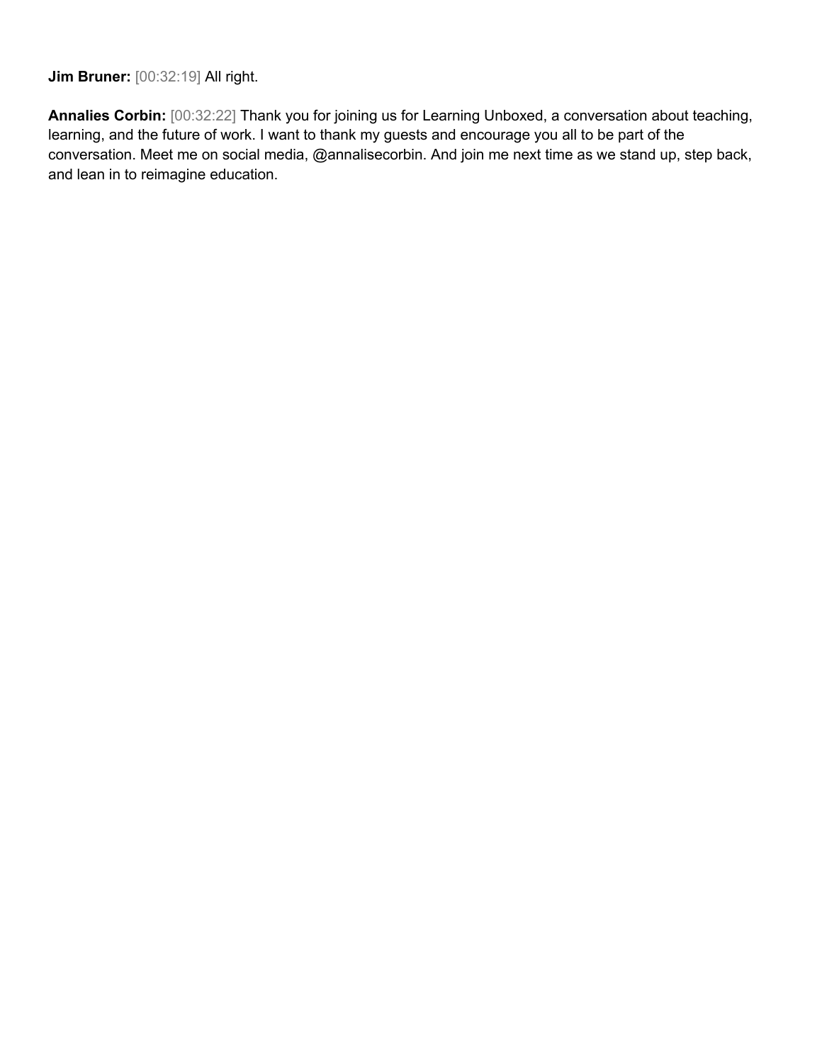**Jim Bruner:** [00:32:19] All right.

**Annalies Corbin:** [00:32:22] Thank you for joining us for Learning Unboxed, a conversation about teaching, learning, and the future of work. I want to thank my guests and encourage you all to be part of the conversation. Meet me on social media, @annalisecorbin. And join me next time as we stand up, step back, and lean in to reimagine education.